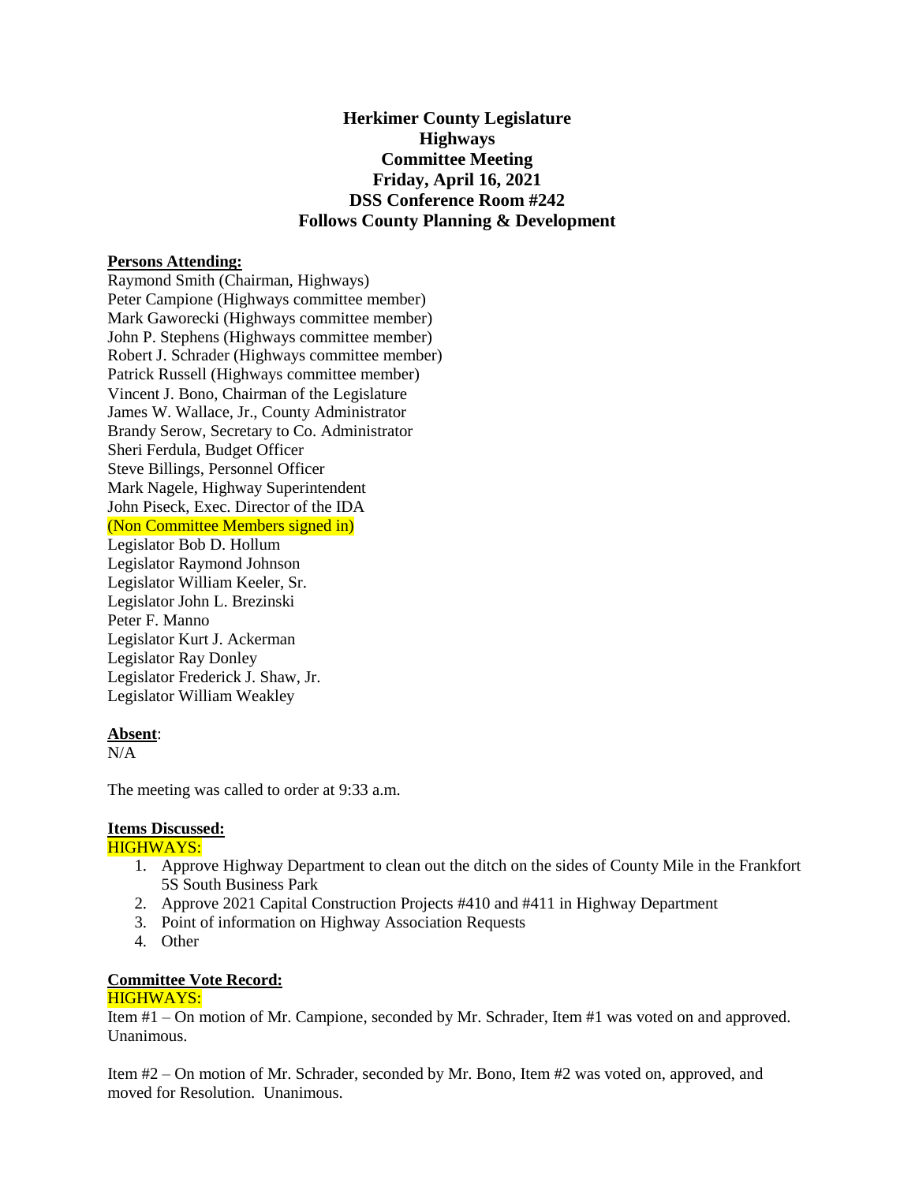**Herkimer County Legislature**
**Highways**
**Committee Meeting**
**Friday, April 16, 2021**
**DSS Conference Room #242**
**Follows County Planning & Development**

**Persons Attending:**

Raymond Smith (Chairman, Highways)
Peter Campione (Highways committee member)
Mark Gaworecki (Highways committee member)
John P. Stephens (Highways committee member)
Robert J. Schrader (Highways committee member)
Patrick Russell (Highways committee member)
Vincent J. Bono, Chairman of the Legislature
James W. Wallace, Jr., County Administrator
Brandy Serow, Secretary to Co. Administrator
Sheri Ferdula, Budget Officer
Steve Billings, Personnel Officer
Mark Nagele, Highway Superintendent
John Piseck, Exec. Director of the IDA
(Non Committee Members signed in)
Legislator Bob D. Hollum
Legislator Raymond Johnson
Legislator William Keeler, Sr.
Legislator John L. Brezinski
Peter F. Manno
Legislator Kurt J. Ackerman
Legislator Ray Donley
Legislator Frederick J. Shaw, Jr.
Legislator William Weakley

**Absent**:
N/A

The meeting was called to order at 9:33 a.m.

**Items Discussed:**

HIGHWAYS:

1. Approve Highway Department to clean out the ditch on the sides of County Mile in the Frankfort 5S South Business Park
2. Approve 2021 Capital Construction Projects #410 and #411 in Highway Department
3. Point of information on Highway Association Requests
4. Other

**Committee Vote Record:**

HIGHWAYS:

Item #1 – On motion of Mr. Campione, seconded by Mr. Schrader, Item #1 was voted on and approved. Unanimous.

Item #2 – On motion of Mr. Schrader, seconded by Mr. Bono, Item #2 was voted on, approved, and moved for Resolution. Unanimous.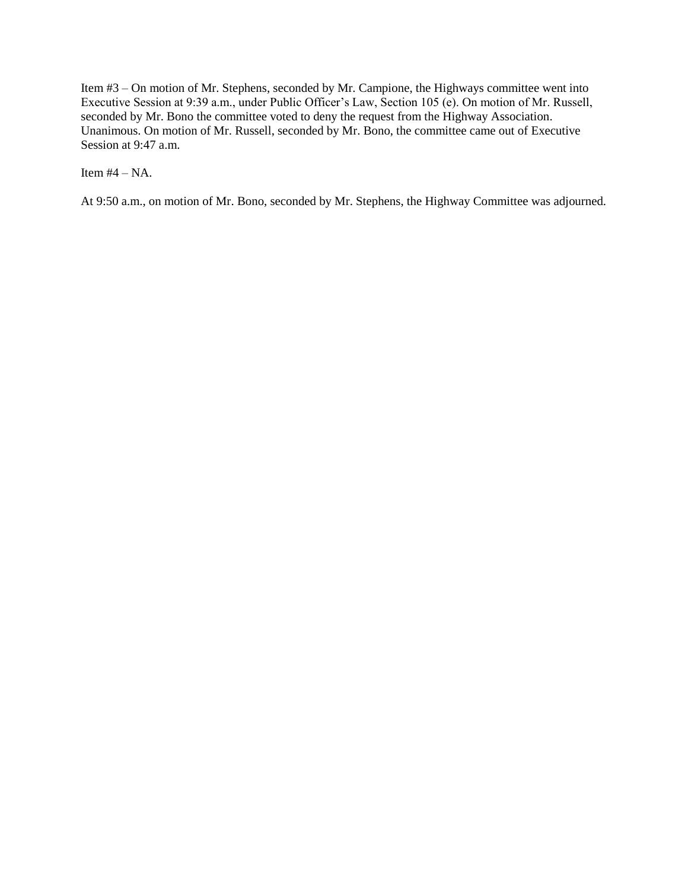Item #3 – On motion of Mr. Stephens, seconded by Mr. Campione, the Highways committee went into Executive Session at 9:39 a.m., under Public Officer's Law, Section 105 (e). On motion of Mr. Russell, seconded by Mr. Bono the committee voted to deny the request from the Highway Association. Unanimous. On motion of Mr. Russell, seconded by Mr. Bono, the committee came out of Executive Session at 9:47 a.m.

Item #4 – NA.

At 9:50 a.m., on motion of Mr. Bono, seconded by Mr. Stephens, the Highway Committee was adjourned.